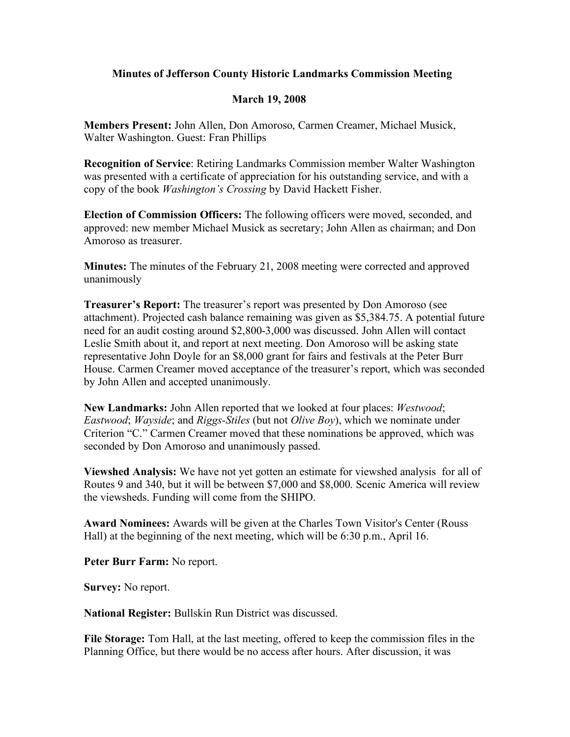# Minutes of Jefferson County Historic Landmarks Commission Meeting

## March 19, 2008

**Members Present:** John Allen, Don Amoroso, Carmen Creamer, Michael Musick, Walter Washington. Guest: Fran Phillips

**Recognition of Service**: Retiring Landmarks Commission member Walter Washington was presented with a certificate of appreciation for his outstanding service, and with a copy of the book *Washington's Crossing* by David Hackett Fisher.

**Election of Commission Officers:** The following officers were moved, seconded, and approved: new member Michael Musick as secretary; John Allen as chairman; and Don Amoroso as treasurer.

**Minutes:** The minutes of the February 21, 2008 meeting were corrected and approved unanimously

**Treasurer's Report:** The treasurer's report was presented by Don Amoroso (see attachment). Projected cash balance remaining was given as $5,384.75. A potential future need for an audit costing around $2,800-3,000 was discussed. John Allen will contact Leslie Smith about it, and report at next meeting. Don Amoroso will be asking state representative John Doyle for an $8,000 grant for fairs and festivals at the Peter Burr House. Carmen Creamer moved acceptance of the treasurer's report, which was seconded by John Allen and accepted unanimously.

**New Landmarks:** John Allen reported that we looked at four places: *Westwood*; *Eastwood*; *Wayside*; and *Riggs-Stiles* (but not *Olive Boy*), which we nominate under Criterion "C." Carmen Creamer moved that these nominations be approved, which was seconded by Don Amoroso and unanimously passed.

**Viewshed Analysis:** We have not yet gotten an estimate for viewshed analysis for all of Routes 9 and 340, but it will be between $7,000 and $8,000. Scenic America will review the viewsheds. Funding will come from the SHIPO.

**Award Nominees:** Awards will be given at the Charles Town Visitor's Center (Rouss Hall) at the beginning of the next meeting, which will be 6:30 p.m., April 16.

**Peter Burr Farm:** No report.

**Survey:** No report.

**National Register:** Bullskin Run District was discussed.

**File Storage:** Tom Hall, at the last meeting, offered to keep the commission files in the Planning Office, but there would be no access after hours. After discussion, it was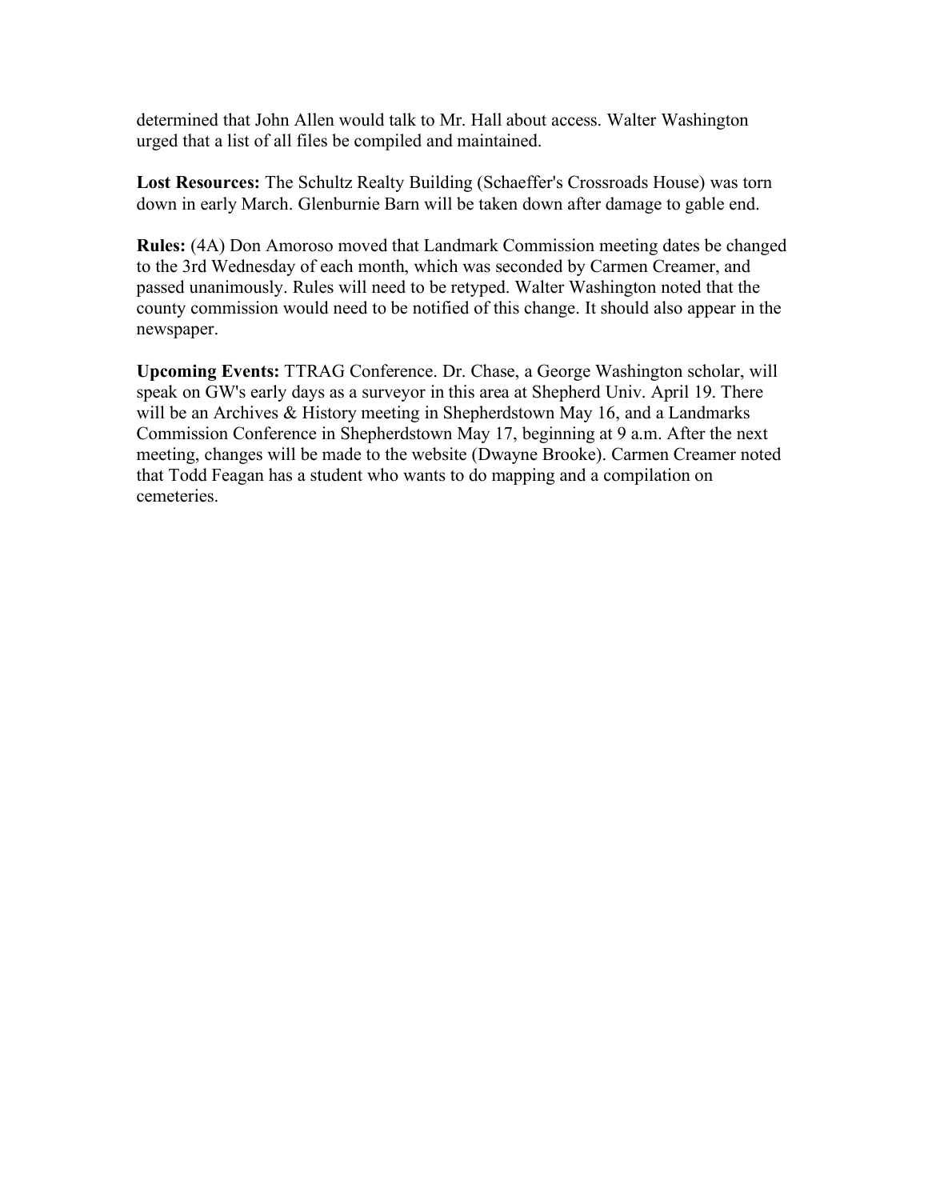determined that John Allen would talk to Mr. Hall about access. Walter Washington urged that a list of all files be compiled and maintained.

**Lost Resources:** The Schultz Realty Building (Schaeffer's Crossroads House) was torn down in early March. Glenburnie Barn will be taken down after damage to gable end.

**Rules:** (4A) Don Amoroso moved that Landmark Commission meeting dates be changed to the 3rd Wednesday of each month, which was seconded by Carmen Creamer, and passed unanimously. Rules will need to be retyped. Walter Washington noted that the county commission would need to be notified of this change. It should also appear in the newspaper.

**Upcoming Events:** TTRAG Conference. Dr. Chase, a George Washington scholar, will speak on GW's early days as a surveyor in this area at Shepherd Univ. April 19. There will be an Archives & History meeting in Shepherdstown May 16, and a Landmarks Commission Conference in Shepherdstown May 17, beginning at 9 a.m. After the next meeting, changes will be made to the website (Dwayne Brooke). Carmen Creamer noted that Todd Feagan has a student who wants to do mapping and a compilation on cemeteries.